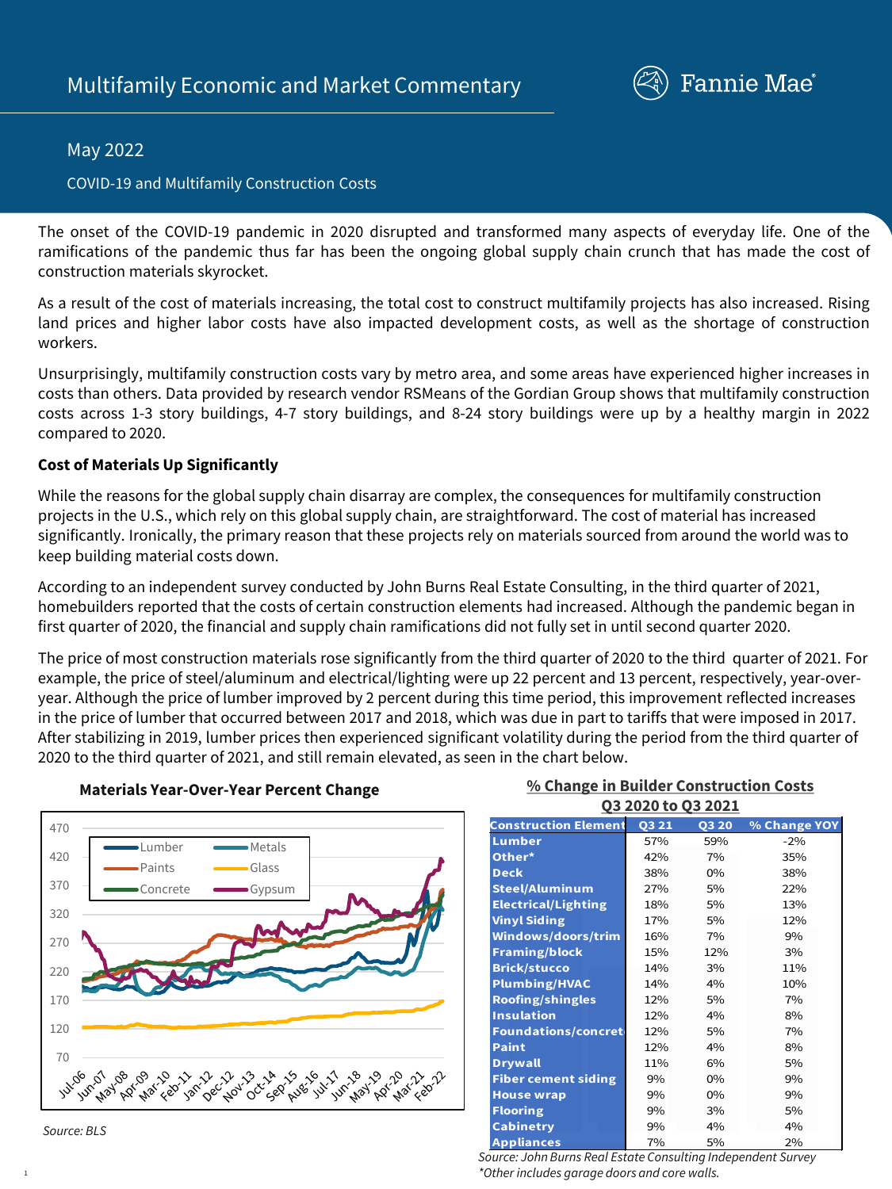# Multifamily Economic and Market Commentary

May 2022

COVID-19 and Multifamily Construction Costs

The onset of the COVID-19 pandemic in 2020 disrupted and transformed many aspects of everyday life. One of the ramifications of the pandemic thus far has been the ongoing global supply chain crunch that has made the cost of construction materials skyrocket.

As a result of the cost of materials increasing, the total cost to construct multifamily projects has also increased. Rising land prices and higher labor costs have also impacted development costs, as well as the shortage of construction workers.

Unsurprisingly, multifamily construction costs vary by metro area, and some areas have experienced higher increases in costs than others. Data provided by research vendor RSMeans of the Gordian Group shows that multifamily construction costs across 1-3 story buildings, 4-7 story buildings, and 8-24 story buildings were up by a healthy margin in 2022 compared to 2020.

**Cost of Materials Up Significantly**

While the reasons for the global supply chain disarray are complex, the consequences for multifamily construction projects in the U.S., which rely on this global supply chain, are straightforward. The cost of material has increased significantly. Ironically, the primary reason that these projects rely on materials sourced from around the world was to keep building material costs down.

According to an independent survey conducted by John Burns Real Estate Consulting, in the third quarter of 2021, homebuilders reported that the costs of certain construction elements had increased. Although the pandemic began in first quarter of 2020, the financial and supply chain ramifications did not fully set in until second quarter 2020.

The price of most construction materials rose significantly from the third quarter of 2020 to the third quarter of 2021. For example, the price of steel/aluminum and electrical/lighting were up 22 percent and 13 percent, respectively, year-over-year. Although the price of lumber improved by 2 percent during this time period, this improvement reflected increases in the price of lumber that occurred between 2017 and 2018, which was due in part to tariffs that were imposed in 2017. After stabilizing in 2019, lumber prices then experienced significant volatility during the period from the third quarter of 2020 to the third quarter of 2021, and still remain elevated, as seen in the chart below.

**Materials Year-Over-Year Percent Change**

Source: BLS

**% Change in Builder Construction Costs Q3 2020 to Q3 2021**

| Construction Element | Q3 21 | Q3 20 | % Change YOY |
|---|---|---|---|
| Lumber | 57% | 59% | -2% |
| Other* | 42% | 7% | 35% |
| Deck | 38% | 0% | 38% |
| Steel/Aluminum | 27% | 5% | 22% |
| Electrical/Lighting | 18% | 5% | 13% |
| Vinyl Siding | 17% | 5% | 12% |
| Windows/doors/trim | 16% | 7% | 9% |
| Framing/block | 15% | 12% | 3% |
| Brick/stucco | 14% | 3% | 11% |
| Plumbing/HVAC | 14% | 4% | 10% |
| Roofing/shingles | 12% | 5% | 7% |
| Insulation | 12% | 4% | 8% |
| Foundations/concret | 12% | 5% | 7% |
| Paint | 12% | 4% | 8% |
| Drywall | 11% | 6% | 5% |
| Fiber cement siding | 9% | 0% | 9% |
| House wrap | 9% | 0% | 9% |
| Flooring | 9% | 3% | 5% |
| Cabinetry | 9% | 4% | 4% |
| Appliances | 7% | 5% | 2% |

*Source: John Burns Real Estate Consulting Independent Survey*
*\*Other includes garage doors and core walls.*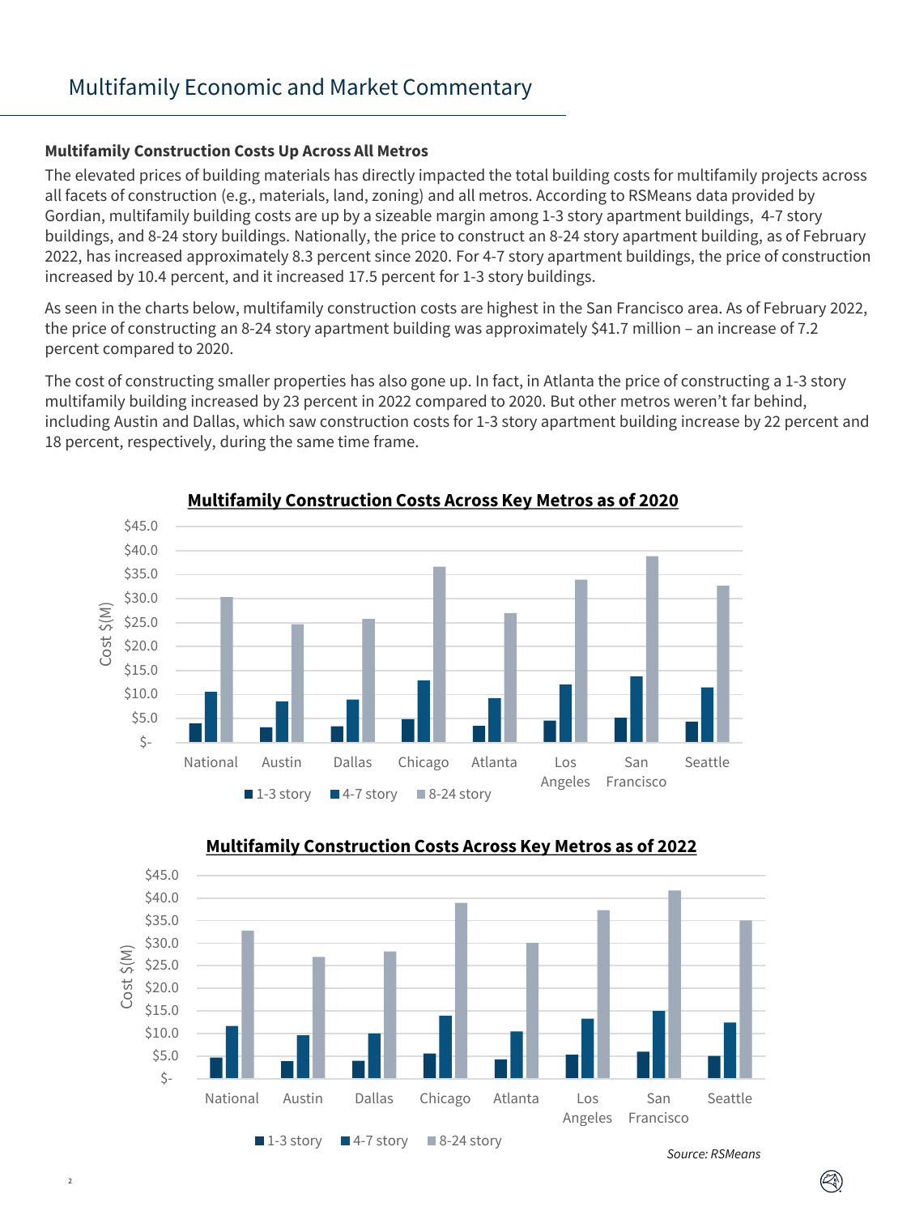# Multifamily Economic and Market Commentary

**Multifamily Construction Costs Up Across All Metros**

The elevated prices of building materials has directly impacted the total building costs for multifamily projects across all facets of construction (e.g., materials, land, zoning) and all metros. According to RSMeans data provided by Gordian, multifamily building costs are up by a sizeable margin among 1-3 story apartment buildings, 4-7 story buildings, and 8-24 story buildings. Nationally, the price to construct an 8-24 story apartment building, as of February 2022, has increased approximately 8.3 percent since 2020. For 4-7 story apartment buildings, the price of construction increased by 10.4 percent, and it increased 17.5 percent for 1-3 story buildings.

As seen in the charts below, multifamily construction costs are highest in the San Francisco area. As of February 2022, the price of constructing an 8-24 story apartment building was approximately $41.7 million – an increase of 7.2 percent compared to 2020.

The cost of constructing smaller properties has also gone up. In fact, in Atlanta the price of constructing a 1-3 story multifamily building increased by 23 percent in 2022 compared to 2020. But other metros weren't far behind, including Austin and Dallas, which saw construction costs for 1-3 story apartment building increase by 22 percent and 18 percent, respectively, during the same time frame.

**Multifamily Construction Costs Across Key Metros as of 2020**

**Multifamily Construction Costs Across Key Metros as of 2022**

*Source: RSMeans*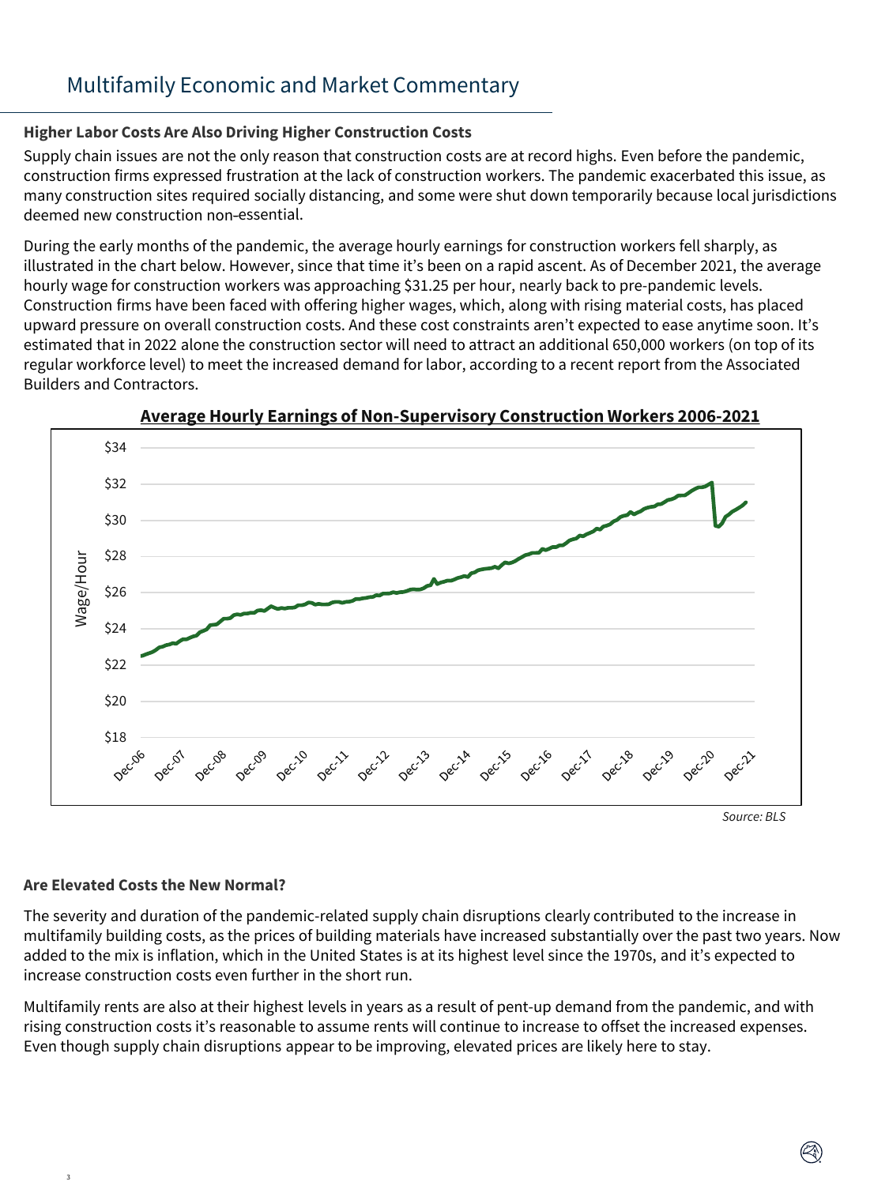## Higher Labor Costs Are Also Driving Higher Construction Costs

Supply chain issues are not the only reason that construction costs are at record highs. Even before the pandemic, construction firms expressed frustration at the lack of construction workers. The pandemic exacerbated this issue, as many construction sites required socially distancing, and some were shut down temporarily because local jurisdictions deemed new construction non-essential.

During the early months of the pandemic, the average hourly earnings for construction workers fell sharply, as illustrated in the chart below. However, since that time it's been on a rapid ascent. As of December 2021, the average hourly wage for construction workers was approaching $31.25 per hour, nearly back to pre-pandemic levels. Construction firms have been faced with offering higher wages, which, along with rising material costs, has placed upward pressure on overall construction costs. And these cost constraints aren't expected to ease anytime soon. It's estimated that in 2022 alone the construction sector will need to attract an additional 650,000 workers (on top of its regular workforce level) to meet the increased demand for labor, according to a recent report from the Associated Builders and Contractors.

**Average Hourly Earnings of Non-Supervisory Construction Workers 2006-2021**

*Source: BLS*

## Are Elevated Costs the New Normal?

The severity and duration of the pandemic-related supply chain disruptions clearly contributed to the increase in multifamily building costs, as the prices of building materials have increased substantially over the past two years. Now added to the mix is inflation, which in the United States is at its highest level since the 1970s, and it's expected to increase construction costs even further in the short run.

Multifamily rents are also at their highest levels in years as a result of pent-up demand from the pandemic, and with rising construction costs it's reasonable to assume rents will continue to increase to offset the increased expenses. Even though supply chain disruptions appear to be improving, elevated prices are likely here to stay.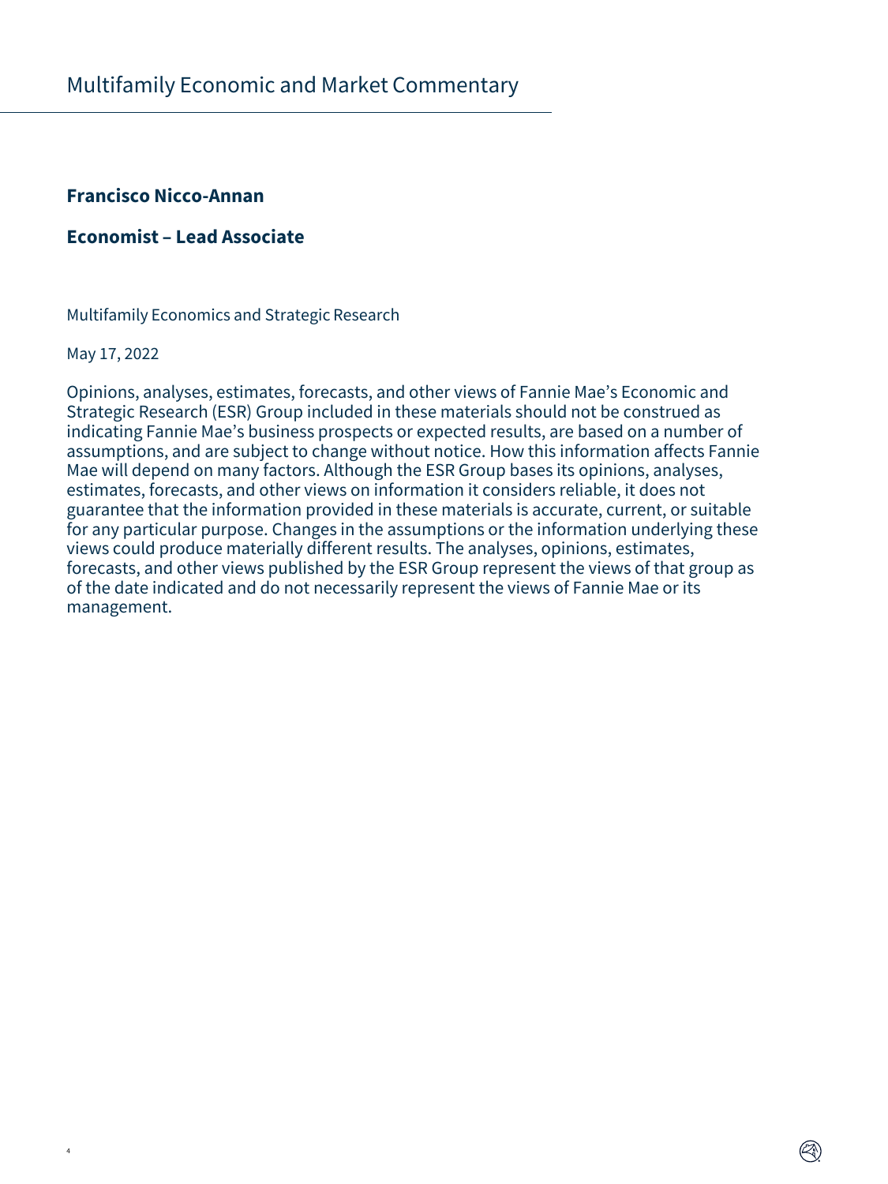# Multifamily Economic and Market Commentary

**Francisco Nicco-Annan**

**Economist – Lead Associate**

Multifamily Economics and Strategic Research

May 17, 2022

Opinions, analyses, estimates, forecasts, and other views of Fannie Mae's Economic and Strategic Research (ESR) Group included in these materials should not be construed as indicating Fannie Mae's business prospects or expected results, are based on a number of assumptions, and are subject to change without notice. How this information affects Fannie Mae will depend on many factors. Although the ESR Group bases its opinions, analyses, estimates, forecasts, and other views on information it considers reliable, it does not guarantee that the information provided in these materials is accurate, current, or suitable for any particular purpose. Changes in the assumptions or the information underlying these views could produce materially different results. The analyses, opinions, estimates, forecasts, and other views published by the ESR Group represent the views of that group as of the date indicated and do not necessarily represent the views of Fannie Mae or its management.